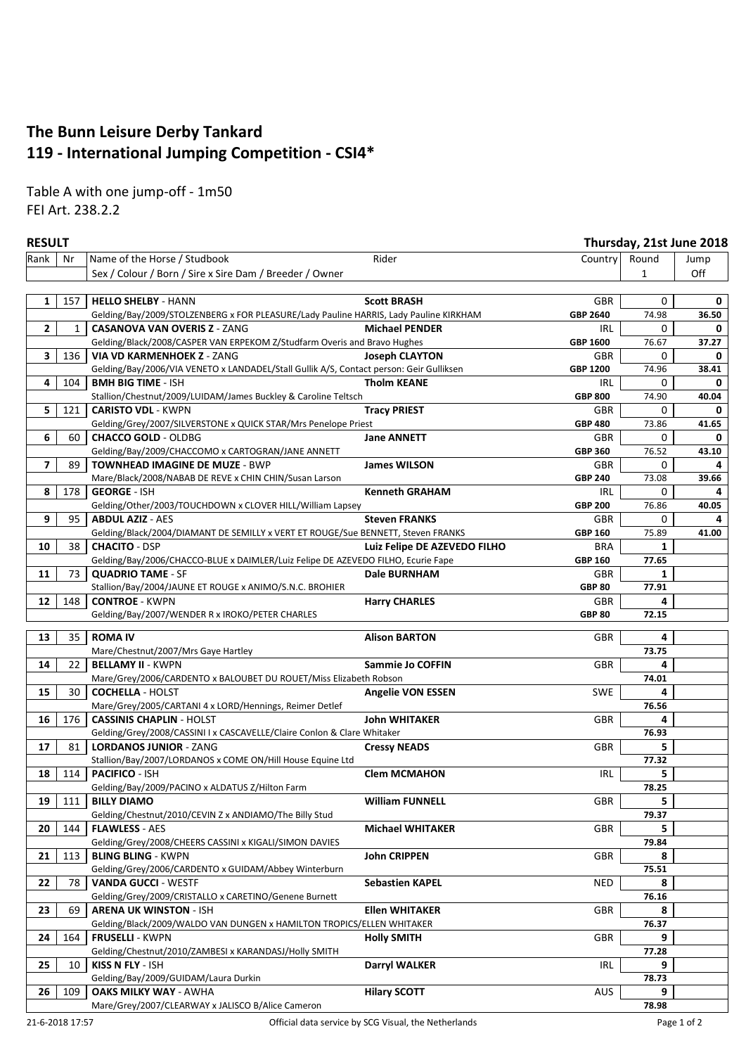# The Bunn Leisure Derby Tankard
# 119 - International Jumping Competition - CSI4*

Table A with one jump-off - 1m50
FEI Art. 238.2.2

**RESULT** **Thursday, 21st June 2018**

| Rank | Nr | Name of the Horse / Studbook<br>Sex / Colour / Born / Sire x Sire Dam / Breeder / Owner | Rider | Country | Round 1 | Jump Off |
|---|---|---|---|---|---|---|
| **1** | 157 | **HELLO SHELBY** - HANN<br>Gelding/Bay/2009/STOLZENBERG x FOR PLEASURE/Lady Pauline HARRIS, Lady Pauline KIRKHAM | **Scott BRASH** | GBR<br>**GBP 2640** | 0<br>74.98 | **0**<br>**36.50** |
| **2** | 1 | **CASANOVA VAN OVERIS Z** - ZANG<br>Gelding/Black/2008/CASPER VAN ERPEKOM Z/Studfarm Overis and Bravo Hughes | **Michael PENDER** | IRL<br>**GBP 1600** | 0<br>76.67 | **0**<br>**37.27** |
| **3** | 136 | **VIA VD KARMENHOEK Z** - ZANG<br>Gelding/Bay/2006/VIA VENETO x LANDADEL/Stall Gullik A/S, Contact person: Geir Gulliksen | **Joseph CLAYTON** | GBR<br>**GBP 1200** | 0<br>74.96 | **0**<br>**38.41** |
| **4** | 104 | **BMH BIG TIME** - ISH<br>Stallion/Chestnut/2009/LUIDAM/James Buckley & Caroline Teltsch | **Tholm KEANE** | IRL<br>**GBP 800** | 0<br>74.90 | **0**<br>**40.04** |
| **5** | 121 | **CARISTO VDL** - KWPN<br>Gelding/Grey/2007/SILVERSTONE x QUICK STAR/Mrs Penelope Priest | **Tracy PRIEST** | GBR<br>**GBP 480** | 0<br>73.86 | **0**<br>**41.65** |
| **6** | 60 | **CHACCO GOLD** - OLDBG<br>Gelding/Bay/2009/CHACCOMO x CARTOGRAN/JANE ANNETT | **Jane ANNETT** | GBR<br>**GBP 360** | 0<br>76.52 | **0**<br>**43.10** |
| **7** | 89 | **TOWNHEAD IMAGINE DE MUZE** - BWP<br>Mare/Black/2008/NABAB DE REVE x CHIN CHIN/Susan Larson | **James WILSON** | GBR<br>**GBP 240** | 0<br>73.08 | **4**<br>**39.66** |
| **8** | 178 | **GEORGE** - ISH<br>Gelding/Other/2003/TOUCHDOWN x CLOVER HILL/William Lapsey | **Kenneth GRAHAM** | IRL<br>**GBP 200** | 0<br>76.86 | **4**<br>**40.05** |
| **9** | 95 | **ABDUL AZIZ** - AES<br>Gelding/Black/2004/DIAMANT DE SEMILLY x VERT ET ROUGE/Sue BENNETT, Steven FRANKS | **Steven FRANKS** | GBR<br>**GBP 160** | 0<br>75.89 | **4**<br>**41.00** |
| **10** | 38 | **CHACITO** - DSP<br>Gelding/Bay/2006/CHACCO-BLUE x DAIMLER/Luiz Felipe DE AZEVEDO FILHO, Ecurie Fape | **Luiz Felipe DE AZEVEDO FILHO** | BRA<br>**GBP 160** | **1**<br>**77.65** | |
| **11** | 73 | **QUADRIO TAME** - SF<br>Stallion/Bay/2004/JAUNE ET ROUGE x ANIMO/S.N.C. BROHIER | **Dale BURNHAM** | GBR<br>**GBP 80** | **1**<br>**77.91** | |
| **12** | 148 | **CONTROE** - KWPN<br>Gelding/Bay/2007/WENDER R x IROKO/PETER CHARLES | **Harry CHARLES** | GBR<br>**GBP 80** | **4**<br>**72.15** | |
| **13** | 35 | **ROMA IV**<br>Mare/Chestnut/2007/Mrs Gaye Hartley | **Alison BARTON** | GBR | **4**<br>**73.75** | |
| **14** | 22 | **BELLAMY II** - KWPN<br>Mare/Grey/2006/CARDENTO x BALOUBET DU ROUET/Miss Elizabeth Robson | **Sammie Jo COFFIN** | GBR | **4**<br>**74.01** | |
| **15** | 30 | **COCHELLA** - HOLST<br>Mare/Grey/2005/CARTANI 4 x LORD/Hennings, Reimer Detlef | **Angelie VON ESSEN** | SWE | **4**<br>**76.56** | |
| **16** | 176 | **CASSINIS CHAPLIN** - HOLST<br>Gelding/Grey/2008/CASSINI I x CASCAVELLE/Claire Conlon & Clare Whitaker | **John WHITAKER** | GBR | **4**<br>**76.93** | |
| **17** | 81 | **LORDANOS JUNIOR** - ZANG<br>Stallion/Bay/2007/LORDANOS x COME ON/Hill House Equine Ltd | **Cressy NEADS** | GBR | **5**<br>**77.32** | |
| **18** | 114 | **PACIFICO** - ISH<br>Gelding/Bay/2009/PACINO x ALDATUS Z/Hilton Farm | **Clem MCMAHON** | IRL | **5**<br>**78.25** | |
| **19** | 111 | **BILLY DIAMO**<br>Gelding/Chestnut/2010/CEVIN Z x ANDIAMO/The Billy Stud | **William FUNNELL** | GBR | **5**<br>**79.37** | |
| **20** | 144 | **FLAWLESS** - AES<br>Gelding/Grey/2008/CHEERS CASSINI x KIGALI/SIMON DAVIES | **Michael WHITAKER** | GBR | **5**<br>**79.84** | |
| **21** | 113 | **BLING BLING** - KWPN<br>Gelding/Grey/2006/CARDENTO x GUIDAM/Abbey Winterburn | **John CRIPPEN** | GBR | **8**<br>**75.51** | |
| **22** | 78 | **VANDA GUCCI** - WESTF<br>Gelding/Grey/2009/CRISTALLO x CARETINO/Genene Burnett | **Sebastien KAPEL** | NED | **8**<br>**76.16** | |
| **23** | 69 | **ARENA UK WINSTON** - ISH<br>Gelding/Black/2009/WALDO VAN DUNGEN x HAMILTON TROPICS/ELLEN WHITAKER | **Ellen WHITAKER** | GBR | **8**<br>**76.37** | |
| **24** | 164 | **FRUSELLI** - KWPN<br>Gelding/Chestnut/2010/ZAMBESI x KARANDASJ/Holly SMITH | **Holly SMITH** | GBR | **9**<br>**77.28** | |
| **25** | 10 | **KISS N FLY** - ISH<br>Gelding/Bay/2009/GUIDAM/Laura Durkin | **Darryl WALKER** | IRL | **9**<br>**78.73** | |
| **26** | 109 | **OAKS MILKY WAY** - AWHA<br>Mare/Grey/2007/CLEARWAY x JALISCO B/Alice Cameron | **Hilary SCOTT** | AUS | **9**<br>**78.98** | |

21-6-2018 17:57 Official data service by SCG Visual, the Netherlands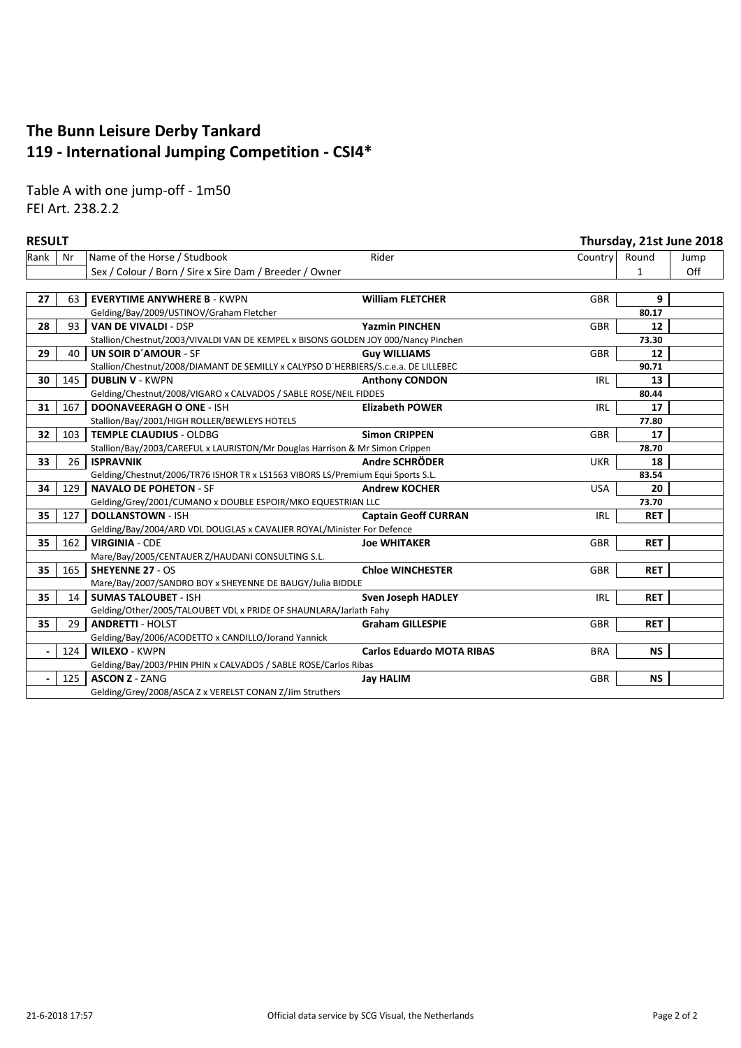# The Bunn Leisure Derby Tankard

# 119 - International Jumping Competition - CSI4*

Table A with one jump-off - 1m50

FEI Art. 238.2.2

**RESULT** **Thursday, 21st June 2018**

| Rank | Nr | Name of the Horse / Studbook<br>Sex / Colour / Born / Sire x Sire Dam / Breeder / Owner | Rider | Country | Round 1 | Jump Off |
|---|---|---|---|---|---|---|
| **27** | 63 | **EVERYTIME ANYWHERE B** - KWPN<br>Gelding/Bay/2009/USTINOV/Graham Fletcher | **William FLETCHER** | GBR | **9**<br>**80.17** | |
| **28** | 93 | **VAN DE VIVALDI** - DSP<br>Stallion/Chestnut/2003/VIVALDI VAN DE KEMPEL x BISONS GOLDEN JOY 000/Nancy Pinchen | **Yazmin PINCHEN** | GBR | **12**<br>**73.30** | |
| **29** | 40 | **UN SOIR D´AMOUR** - SF<br>Stallion/Chestnut/2008/DIAMANT DE SEMILLY x CALYPSO D´HERBIERS/S.c.e.a. DE LILLEBEC | **Guy WILLIAMS** | GBR | **12**<br>**90.71** | |
| **30** | 145 | **DUBLIN V** - KWPN<br>Gelding/Chestnut/2008/VIGARO x CALVADOS / SABLE ROSE/NEIL FIDDES | **Anthony CONDON** | IRL | **13**<br>**80.44** | |
| **31** | 167 | **DOONAVEERAGH O ONE** - ISH<br>Stallion/Bay/2001/HIGH ROLLER/BEWLEYS HOTELS | **Elizabeth POWER** | IRL | **17**<br>**77.80** | |
| **32** | 103 | **TEMPLE CLAUDIUS** - OLDBG<br>Stallion/Bay/2003/CAREFUL x LAURISTON/Mr Douglas Harrison & Mr Simon Crippen | **Simon CRIPPEN** | GBR | **17**<br>**78.70** | |
| **33** | 26 | **ISPRAVNIK**<br>Gelding/Chestnut/2006/TR76 ISHOR TR x LS1563 VIBORS LS/Premium Equi Sports S.L. | **Andre SCHRÖDER** | UKR | **18**<br>**83.54** | |
| **34** | 129 | **NAVALO DE POHETON** - SF<br>Gelding/Grey/2001/CUMANO x DOUBLE ESPOIR/MKO EQUESTRIAN LLC | **Andrew KOCHER** | USA | **20**<br>**73.70** | |
| **35** | 127 | **DOLLANSTOWN** - ISH<br>Gelding/Bay/2004/ARD VDL DOUGLAS x CAVALIER ROYAL/Minister For Defence | **Captain Geoff CURRAN** | IRL | **RET** | |
| **35** | 162 | **VIRGINIA** - CDE<br>Mare/Bay/2005/CENTAUER Z/HAUDANI CONSULTING S.L. | **Joe WHITAKER** | GBR | **RET** | |
| **35** | 165 | **SHEYENNE 27** - OS<br>Mare/Bay/2007/SANDRO BOY x SHEYENNE DE BAUGY/Julia BIDDLE | **Chloe WINCHESTER** | GBR | **RET** | |
| **35** | 14 | **SUMAS TALOUBET** - ISH<br>Gelding/Other/2005/TALOUBET VDL x PRIDE OF SHAUNLARA/Jarlath Fahy | **Sven Joseph HADLEY** | IRL | **RET** | |
| **35** | 29 | **ANDRETTI** - HOLST<br>Gelding/Bay/2006/ACODETTO x CANDILLO/Jorand Yannick | **Graham GILLESPIE** | GBR | **RET** | |
| **-** | 124 | **WILEXO** - KWPN<br>Gelding/Bay/2003/PHIN PHIN x CALVADOS / SABLE ROSE/Carlos Ribas | **Carlos Eduardo MOTA RIBAS** | BRA | **NS** | |
| **-** | 125 | **ASCON Z** - ZANG<br>Gelding/Grey/2008/ASCA Z x VERELST CONAN Z/Jim Struthers | **Jay HALIM** | GBR | **NS** | |

21-6-2018 17:57 Official data service by SCG Visual, the Netherlands